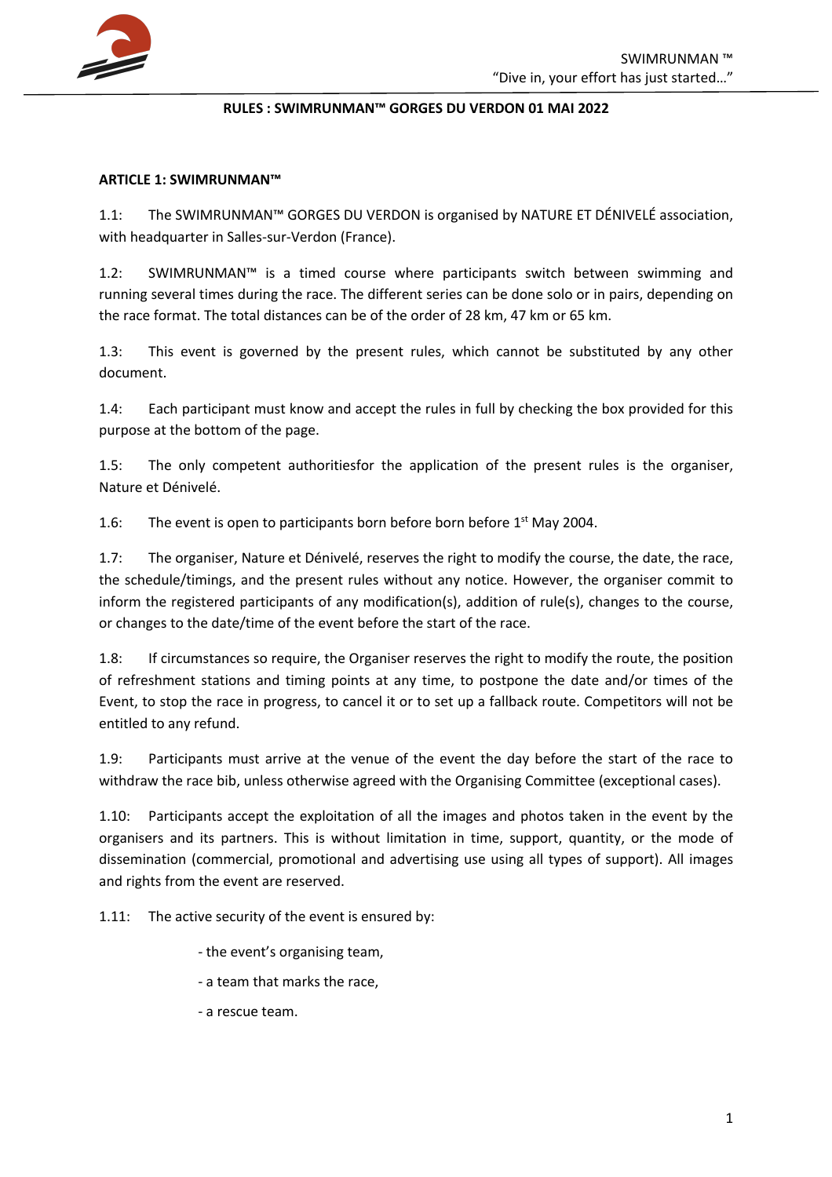# RULES : SWIMRUNMAN™ GORGES DU VERDON 01 MAI 2022

## ARTICLE 1: SWIMRUNMAN™

1.1: The SWIMRUNMAN™ GORGES DU VERDON is organised by NATURE ET DÉNIVELÉ association, with headquarter in Salles-sur-Verdon (France).

1.2: SWIMRUNMAN™ is a timed course where participants switch between swimming and running several times during the race. The different series can be done solo or in pairs, depending on the race format. The total distances can be of the order of 28 km, 47 km or 65 km.

1.3: This event is governed by the present rules, which cannot be substituted by any other document.

1.4: Each participant must know and accept the rules in full by checking the box provided for this purpose at the bottom of the page.

1.5: The only competent authoritiesfor the application of the present rules is the organiser, Nature et Dénivelé.

1.6: The event is open to participants born before born before 1st May 2004.

1.7: The organiser, Nature et Dénivelé, reserves the right to modify the course, the date, the race, the schedule/timings, and the present rules without any notice. However, the organiser commit to inform the registered participants of any modification(s), addition of rule(s), changes to the course, or changes to the date/time of the event before the start of the race.

1.8: If circumstances so require, the Organiser reserves the right to modify the route, the position of refreshment stations and timing points at any time, to postpone the date and/or times of the Event, to stop the race in progress, to cancel it or to set up a fallback route. Competitors will not be entitled to any refund.

1.9: Participants must arrive at the venue of the event the day before the start of the race to withdraw the race bib, unless otherwise agreed with the Organising Committee (exceptional cases).

1.10: Participants accept the exploitation of all the images and photos taken in the event by the organisers and its partners. This is without limitation in time, support, quantity, or the mode of dissemination (commercial, promotional and advertising use using all types of support). All images and rights from the event are reserved.

1.11: The active security of the event is ensured by:

- the event's organising team,
- a team that marks the race,
- a rescue team.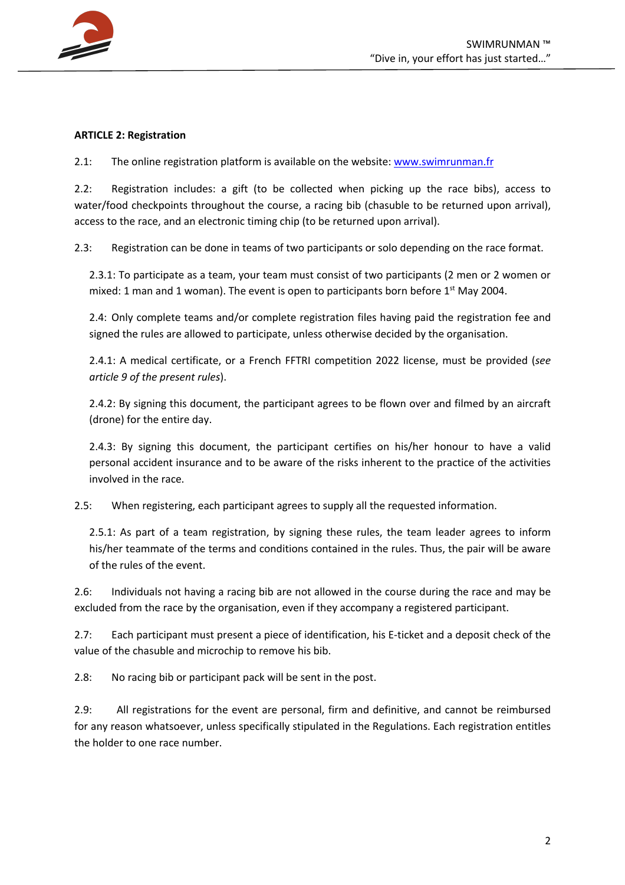**ARTICLE 2: Registration**

2.1: The online registration platform is available on the website: [www.swimrunman.fr](www.swimrunman.fr)

2.2: Registration includes: a gift (to be collected when picking up the race bibs), access to water/food checkpoints throughout the course, a racing bib (chasuble to be returned upon arrival), access to the race, and an electronic timing chip (to be returned upon arrival).

2.3: Registration can be done in teams of two participants or solo depending on the race format.

2.3.1: To participate as a team, your team must consist of two participants (2 men or 2 women or mixed: 1 man and 1 woman). The event is open to participants born before 1st May 2004.

2.4: Only complete teams and/or complete registration files having paid the registration fee and signed the rules are allowed to participate, unless otherwise decided by the organisation.

2.4.1: A medical certificate, or a French FFTRI competition 2022 license, must be provided (*see article 9 of the present rules*).

2.4.2: By signing this document, the participant agrees to be flown over and filmed by an aircraft (drone) for the entire day.

2.4.3: By signing this document, the participant certifies on his/her honour to have a valid personal accident insurance and to be aware of the risks inherent to the practice of the activities involved in the race.

2.5: When registering, each participant agrees to supply all the requested information.

2.5.1: As part of a team registration, by signing these rules, the team leader agrees to inform his/her teammate of the terms and conditions contained in the rules. Thus, the pair will be aware of the rules of the event.

2.6: Individuals not having a racing bib are not allowed in the course during the race and may be excluded from the race by the organisation, even if they accompany a registered participant.

2.7: Each participant must present a piece of identification, his E-ticket and a deposit check of the value of the chasuble and microchip to remove his bib.

2.8: No racing bib or participant pack will be sent in the post.

2.9: All registrations for the event are personal, firm and definitive, and cannot be reimbursed for any reason whatsoever, unless specifically stipulated in the Regulations. Each registration entitles the holder to one race number.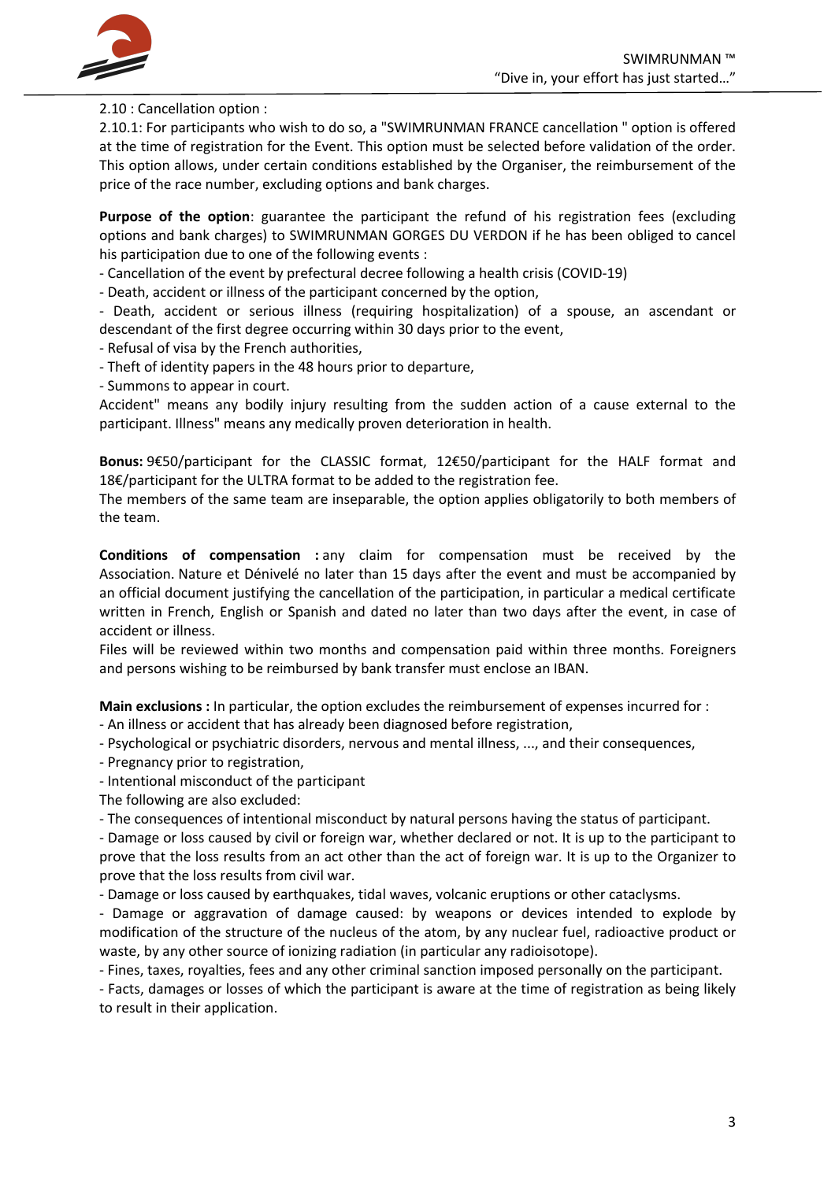2.10 : Cancellation option :

2.10.1: For participants who wish to do so, a "SWIMRUNMAN FRANCE cancellation " option is offered at the time of registration for the Event. This option must be selected before validation of the order. This option allows, under certain conditions established by the Organiser, the reimbursement of the price of the race number, excluding options and bank charges.

**Purpose of the option**: guarantee the participant the refund of his registration fees (excluding options and bank charges) to SWIMRUNMAN GORGES DU VERDON if he has been obliged to cancel his participation due to one of the following events :

- Cancellation of the event by prefectural decree following a health crisis (COVID-19)
- Death, accident or illness of the participant concerned by the option,
- Death, accident or serious illness (requiring hospitalization) of a spouse, an ascendant or descendant of the first degree occurring within 30 days prior to the event,
- Refusal of visa by the French authorities,
- Theft of identity papers in the 48 hours prior to departure,
- Summons to appear in court.

Accident" means any bodily injury resulting from the sudden action of a cause external to the participant. Illness" means any medically proven deterioration in health.

**Bonus:** 9€50/participant for the CLASSIC format, 12€50/participant for the HALF format and 18€/participant for the ULTRA format to be added to the registration fee.

The members of the same team are inseparable, the option applies obligatorily to both members of the team.

**Conditions of compensation :** any claim for compensation must be received by the Association. Nature et Dénivelé no later than 15 days after the event and must be accompanied by an official document justifying the cancellation of the participation, in particular a medical certificate written in French, English or Spanish and dated no later than two days after the event, in case of accident or illness.

Files will be reviewed within two months and compensation paid within three months. Foreigners and persons wishing to be reimbursed by bank transfer must enclose an IBAN.

**Main exclusions :** In particular, the option excludes the reimbursement of expenses incurred for :

- An illness or accident that has already been diagnosed before registration,
- Psychological or psychiatric disorders, nervous and mental illness, ..., and their consequences,
- Pregnancy prior to registration,
- Intentional misconduct of the participant

The following are also excluded:

- The consequences of intentional misconduct by natural persons having the status of participant.
- Damage or loss caused by civil or foreign war, whether declared or not. It is up to the participant to prove that the loss results from an act other than the act of foreign war. It is up to the Organizer to prove that the loss results from civil war.
- Damage or loss caused by earthquakes, tidal waves, volcanic eruptions or other cataclysms.
- Damage or aggravation of damage caused: by weapons or devices intended to explode by modification of the structure of the nucleus of the atom, by any nuclear fuel, radioactive product or waste, by any other source of ionizing radiation (in particular any radioisotope).
- Fines, taxes, royalties, fees and any other criminal sanction imposed personally on the participant.
- Facts, damages or losses of which the participant is aware at the time of registration as being likely to result in their application.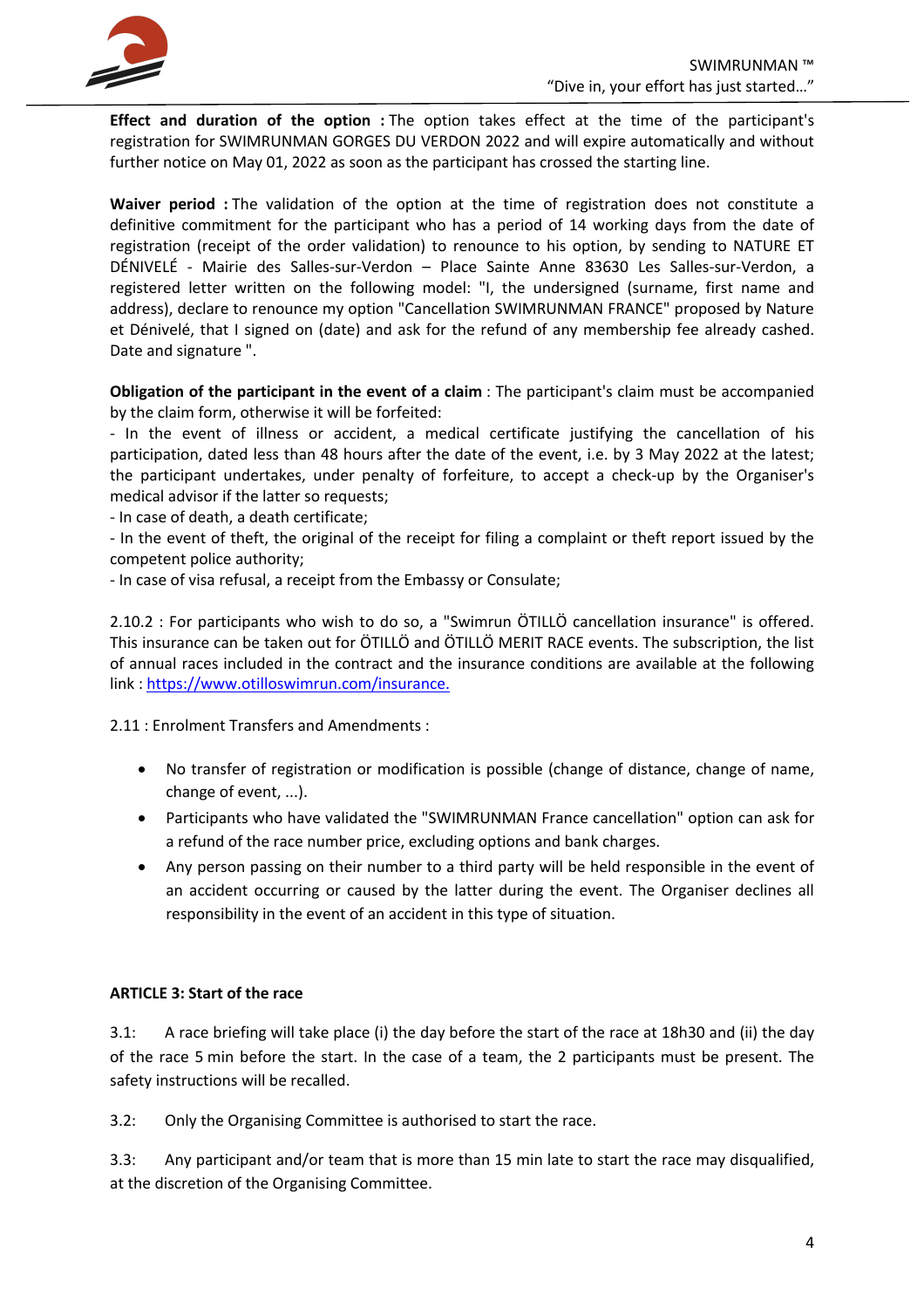**Effect and duration of the option :** The option takes effect at the time of the participant's registration for SWIMRUNMAN GORGES DU VERDON 2022 and will expire automatically and without further notice on May 01, 2022 as soon as the participant has crossed the starting line.

**Waiver period :** The validation of the option at the time of registration does not constitute a definitive commitment for the participant who has a period of 14 working days from the date of registration (receipt of the order validation) to renounce to his option, by sending to NATURE ET DÉNIVELÉ - Mairie des Salles-sur-Verdon – Place Sainte Anne 83630 Les Salles-sur-Verdon, a registered letter written on the following model: "I, the undersigned (surname, first name and address), declare to renounce my option "Cancellation SWIMRUNMAN FRANCE" proposed by Nature et Dénivelé, that I signed on (date) and ask for the refund of any membership fee already cashed. Date and signature ".

**Obligation of the participant in the event of a claim** : The participant's claim must be accompanied by the claim form, otherwise it will be forfeited:

- In the event of illness or accident, a medical certificate justifying the cancellation of his participation, dated less than 48 hours after the date of the event, i.e. by 3 May 2022 at the latest; the participant undertakes, under penalty of forfeiture, to accept a check-up by the Organiser's medical advisor if the latter so requests;
- In case of death, a death certificate;
- In the event of theft, the original of the receipt for filing a complaint or theft report issued by the competent police authority;
- In case of visa refusal, a receipt from the Embassy or Consulate;

2.10.2 : For participants who wish to do so, a "Swimrun ÖTILLÖ cancellation insurance" is offered. This insurance can be taken out for ÖTILLÖ and ÖTILLÖ MERIT RACE events. The subscription, the list of annual races included in the contract and the insurance conditions are available at the following link : https://www.otilloswimrun.com/insurance.

2.11 : Enrolment Transfers and Amendments :

- No transfer of registration or modification is possible (change of distance, change of name, change of event, ...).
- Participants who have validated the "SWIMRUNMAN France cancellation" option can ask for a refund of the race number price, excluding options and bank charges.
- Any person passing on their number to a third party will be held responsible in the event of an accident occurring or caused by the latter during the event. The Organiser declines all responsibility in the event of an accident in this type of situation.

**ARTICLE 3: Start of the race**

3.1: A race briefing will take place (i) the day before the start of the race at 18h30 and (ii) the day of the race 5 min before the start. In the case of a team, the 2 participants must be present. The safety instructions will be recalled.

3.2: Only the Organising Committee is authorised to start the race.

3.3: Any participant and/or team that is more than 15 min late to start the race may disqualified, at the discretion of the Organising Committee.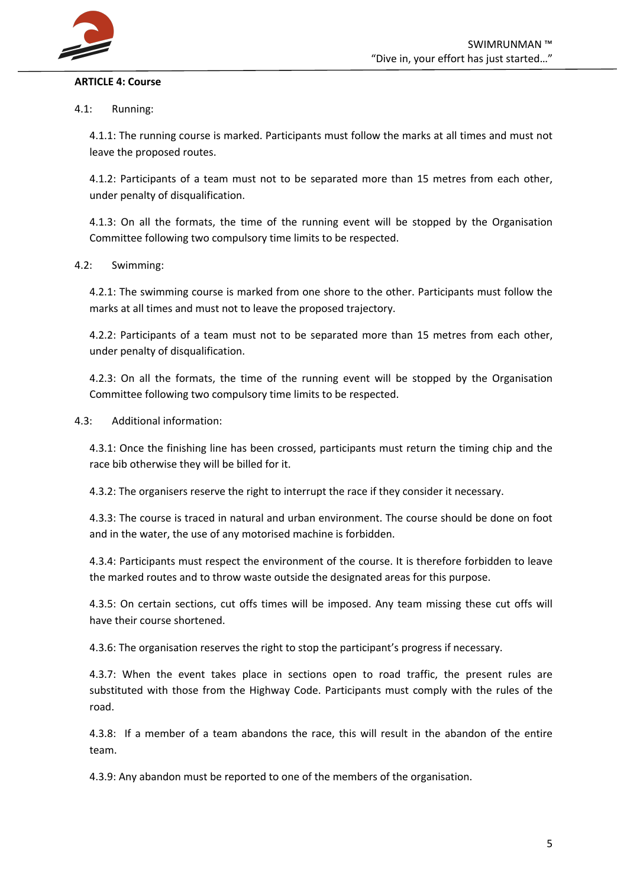**ARTICLE 4: Course**

4.1: Running:

4.1.1: The running course is marked. Participants must follow the marks at all times and must not leave the proposed routes.

4.1.2: Participants of a team must not to be separated more than 15 metres from each other, under penalty of disqualification.

4.1.3: On all the formats, the time of the running event will be stopped by the Organisation Committee following two compulsory time limits to be respected.

4.2: Swimming:

4.2.1: The swimming course is marked from one shore to the other. Participants must follow the marks at all times and must not to leave the proposed trajectory.

4.2.2: Participants of a team must not to be separated more than 15 metres from each other, under penalty of disqualification.

4.2.3: On all the formats, the time of the running event will be stopped by the Organisation Committee following two compulsory time limits to be respected.

4.3: Additional information:

4.3.1: Once the finishing line has been crossed, participants must return the timing chip and the race bib otherwise they will be billed for it.

4.3.2: The organisers reserve the right to interrupt the race if they consider it necessary.

4.3.3: The course is traced in natural and urban environment. The course should be done on foot and in the water, the use of any motorised machine is forbidden.

4.3.4: Participants must respect the environment of the course. It is therefore forbidden to leave the marked routes and to throw waste outside the designated areas for this purpose.

4.3.5: On certain sections, cut offs times will be imposed. Any team missing these cut offs will have their course shortened.

4.3.6: The organisation reserves the right to stop the participant's progress if necessary.

4.3.7: When the event takes place in sections open to road traffic, the present rules are substituted with those from the Highway Code. Participants must comply with the rules of the road.

4.3.8: If a member of a team abandons the race, this will result in the abandon of the entire team.

4.3.9: Any abandon must be reported to one of the members of the organisation.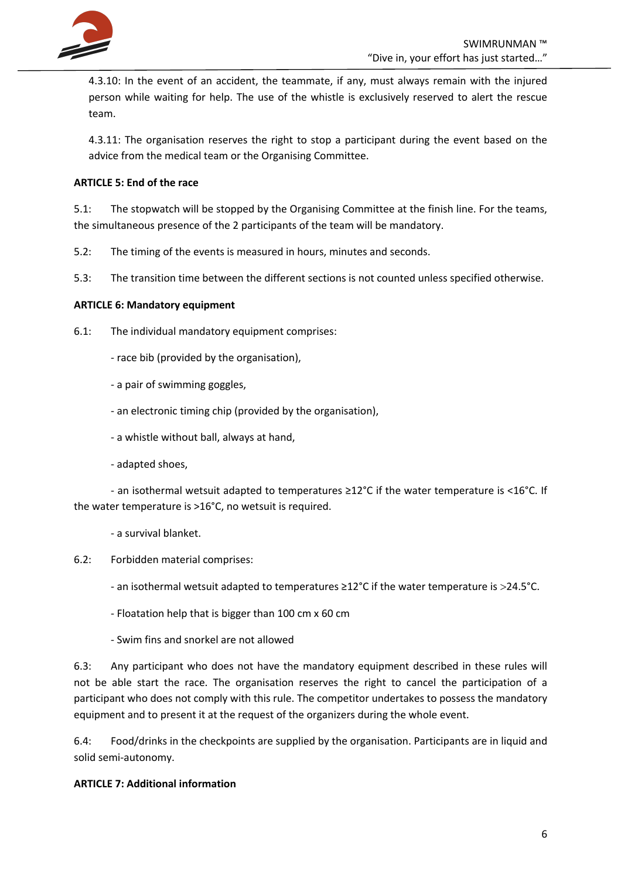4.3.10: In the event of an accident, the teammate, if any, must always remain with the injured person while waiting for help. The use of the whistle is exclusively reserved to alert the rescue team.

4.3.11: The organisation reserves the right to stop a participant during the event based on the advice from the medical team or the Organising Committee.

**ARTICLE 5: End of the race**

5.1: The stopwatch will be stopped by the Organising Committee at the finish line. For the teams, the simultaneous presence of the 2 participants of the team will be mandatory.

5.2: The timing of the events is measured in hours, minutes and seconds.

5.3: The transition time between the different sections is not counted unless specified otherwise.

**ARTICLE 6: Mandatory equipment**

6.1: The individual mandatory equipment comprises:

- race bib (provided by the organisation),
- a pair of swimming goggles,
- an electronic timing chip (provided by the organisation),
- a whistle without ball, always at hand,
- adapted shoes,
- an isothermal wetsuit adapted to temperatures ≥12°C if the water temperature is <16°C. If the water temperature is >16°C, no wetsuit is required.
- a survival blanket.

6.2: Forbidden material comprises:

- an isothermal wetsuit adapted to temperatures ≥12°C if the water temperature is >24.5°C.
- Floatation help that is bigger than 100 cm x 60 cm
- Swim fins and snorkel are not allowed

6.3: Any participant who does not have the mandatory equipment described in these rules will not be able start the race. The organisation reserves the right to cancel the participation of a participant who does not comply with this rule. The competitor undertakes to possess the mandatory equipment and to present it at the request of the organizers during the whole event.

6.4: Food/drinks in the checkpoints are supplied by the organisation. Participants are in liquid and solid semi-autonomy.

**ARTICLE 7: Additional information**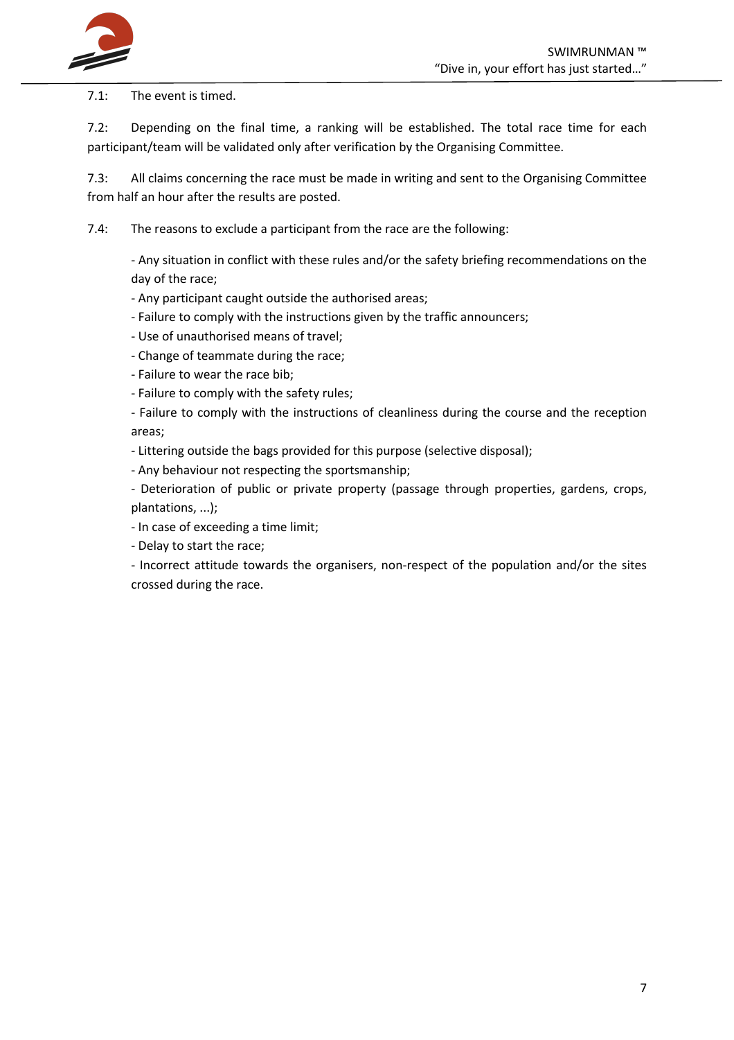7.1: The event is timed.

7.2: Depending on the final time, a ranking will be established. The total race time for each participant/team will be validated only after verification by the Organising Committee.

7.3: All claims concerning the race must be made in writing and sent to the Organising Committee from half an hour after the results are posted.

7.4: The reasons to exclude a participant from the race are the following:

- Any situation in conflict with these rules and/or the safety briefing recommendations on the day of the race;
- Any participant caught outside the authorised areas;
- Failure to comply with the instructions given by the traffic announcers;
- Use of unauthorised means of travel;
- Change of teammate during the race;
- Failure to wear the race bib;
- Failure to comply with the safety rules;
- Failure to comply with the instructions of cleanliness during the course and the reception areas;
- Littering outside the bags provided for this purpose (selective disposal);
- Any behaviour not respecting the sportsmanship;
- Deterioration of public or private property (passage through properties, gardens, crops, plantations, ...);
- In case of exceeding a time limit;
- Delay to start the race;
- Incorrect attitude towards the organisers, non-respect of the population and/or the sites crossed during the race.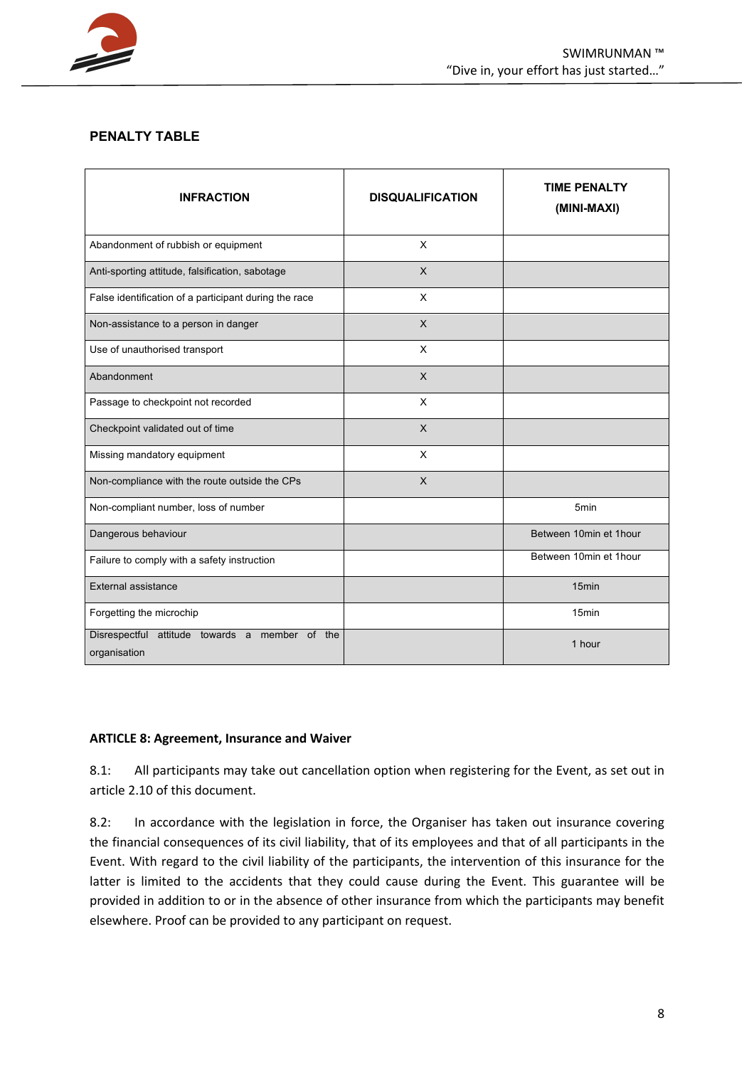## PENALTY TABLE

| INFRACTION | DISQUALIFICATION | TIME PENALTY (MINI-MAXI) |
|---|---|---|
| Abandonment of rubbish or equipment | X | |
| Anti-sporting attitude, falsification, sabotage | X | |
| False identification of a participant during the race | X | |
| Non-assistance to a person in danger | X | |
| Use of unauthorised transport | X | |
| Abandonment | X | |
| Passage to checkpoint not recorded | X | |
| Checkpoint validated out of time | X | |
| Missing mandatory equipment | X | |
| Non-compliance with the route outside the CPs | X | |
| Non-compliant number, loss of number | | 5min |
| Dangerous behaviour | | Between 10min et 1hour |
| Failure to comply with a safety instruction | | Between 10min et 1hour |
| External assistance | | 15min |
| Forgetting the microchip | | 15min |
| Disrespectful attitude towards a member of the organisation | | 1 hour |

**ARTICLE 8: Agreement, Insurance and Waiver**

8.1: All participants may take out cancellation option when registering for the Event, as set out in article 2.10 of this document.

8.2: In accordance with the legislation in force, the Organiser has taken out insurance covering the financial consequences of its civil liability, that of its employees and that of all participants in the Event. With regard to the civil liability of the participants, the intervention of this insurance for the latter is limited to the accidents that they could cause during the Event. This guarantee will be provided in addition to or in the absence of other insurance from which the participants may benefit elsewhere. Proof can be provided to any participant on request.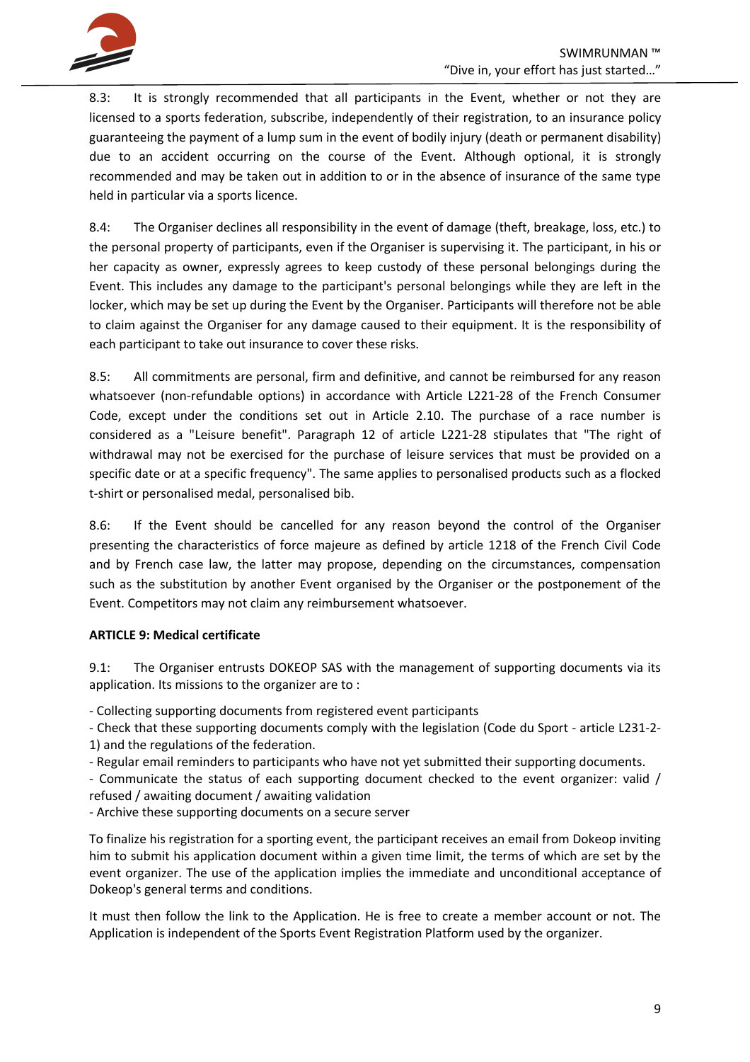8.3: It is strongly recommended that all participants in the Event, whether or not they are licensed to a sports federation, subscribe, independently of their registration, to an insurance policy guaranteeing the payment of a lump sum in the event of bodily injury (death or permanent disability) due to an accident occurring on the course of the Event. Although optional, it is strongly recommended and may be taken out in addition to or in the absence of insurance of the same type held in particular via a sports licence.

8.4: The Organiser declines all responsibility in the event of damage (theft, breakage, loss, etc.) to the personal property of participants, even if the Organiser is supervising it. The participant, in his or her capacity as owner, expressly agrees to keep custody of these personal belongings during the Event. This includes any damage to the participant's personal belongings while they are left in the locker, which may be set up during the Event by the Organiser. Participants will therefore not be able to claim against the Organiser for any damage caused to their equipment. It is the responsibility of each participant to take out insurance to cover these risks.

8.5: All commitments are personal, firm and definitive, and cannot be reimbursed for any reason whatsoever (non-refundable options) in accordance with Article L221-28 of the French Consumer Code, except under the conditions set out in Article 2.10. The purchase of a race number is considered as a "Leisure benefit". Paragraph 12 of article L221-28 stipulates that "The right of withdrawal may not be exercised for the purchase of leisure services that must be provided on a specific date or at a specific frequency". The same applies to personalised products such as a flocked t-shirt or personalised medal, personalised bib.

8.6: If the Event should be cancelled for any reason beyond the control of the Organiser presenting the characteristics of force majeure as defined by article 1218 of the French Civil Code and by French case law, the latter may propose, depending on the circumstances, compensation such as the substitution by another Event organised by the Organiser or the postponement of the Event. Competitors may not claim any reimbursement whatsoever.

**ARTICLE 9: Medical certificate**

9.1: The Organiser entrusts DOKEOP SAS with the management of supporting documents via its application. Its missions to the organizer are to :

- Collecting supporting documents from registered event participants
- Check that these supporting documents comply with the legislation (Code du Sport - article L231-2-1) and the regulations of the federation.
- Regular email reminders to participants who have not yet submitted their supporting documents.
- Communicate the status of each supporting document checked to the event organizer: valid / refused / awaiting document / awaiting validation
- Archive these supporting documents on a secure server

To finalize his registration for a sporting event, the participant receives an email from Dokeop inviting him to submit his application document within a given time limit, the terms of which are set by the event organizer. The use of the application implies the immediate and unconditional acceptance of Dokeop's general terms and conditions.

It must then follow the link to the Application. He is free to create a member account or not. The Application is independent of the Sports Event Registration Platform used by the organizer.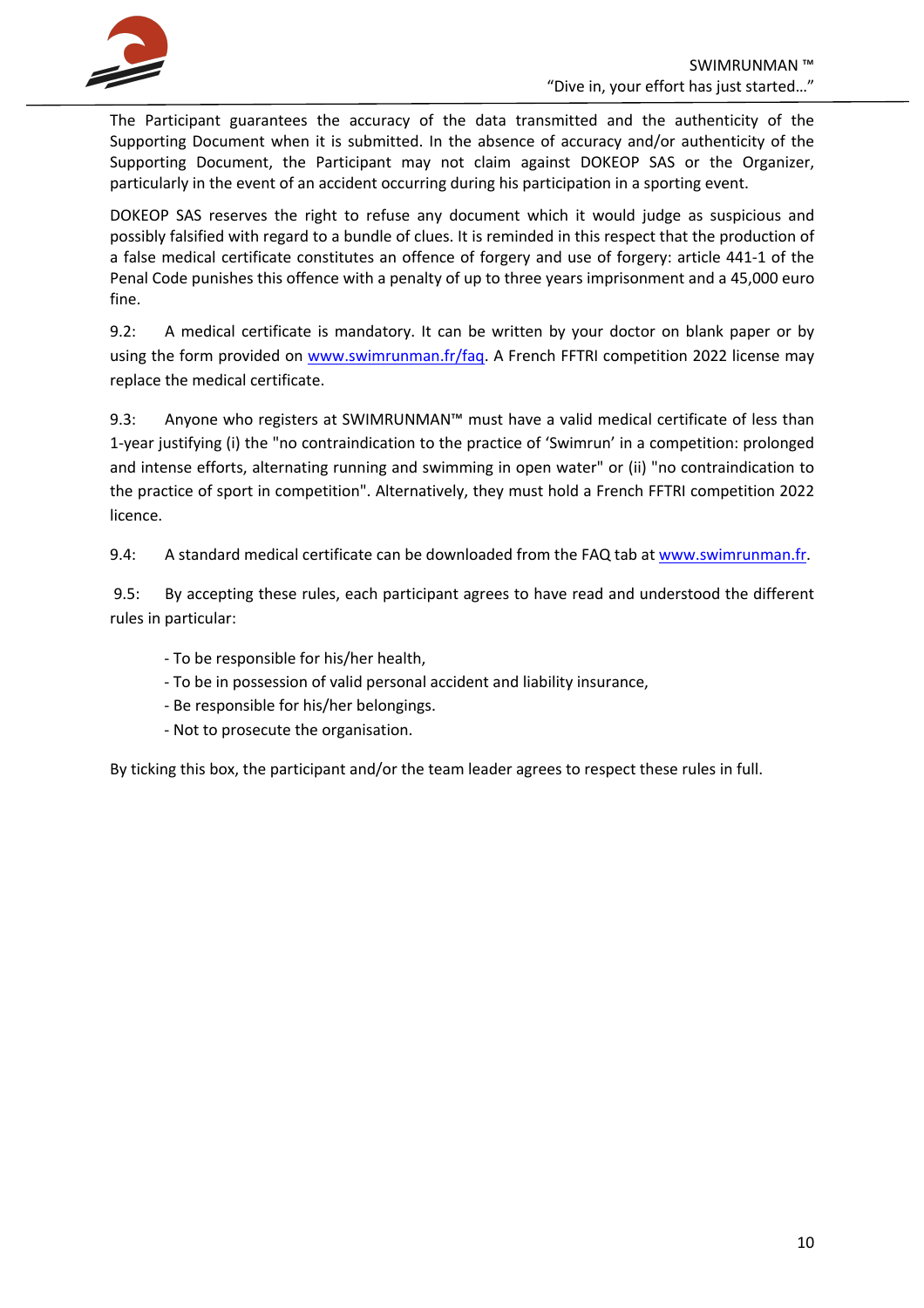The Participant guarantees the accuracy of the data transmitted and the authenticity of the Supporting Document when it is submitted. In the absence of accuracy and/or authenticity of the Supporting Document, the Participant may not claim against DOKEOP SAS or the Organizer, particularly in the event of an accident occurring during his participation in a sporting event.

DOKEOP SAS reserves the right to refuse any document which it would judge as suspicious and possibly falsified with regard to a bundle of clues. It is reminded in this respect that the production of a false medical certificate constitutes an offence of forgery and use of forgery: article 441-1 of the Penal Code punishes this offence with a penalty of up to three years imprisonment and a 45,000 euro fine.

9.2: A medical certificate is mandatory. It can be written by your doctor on blank paper or by using the form provided on [www.swimrunman.fr/faq](http://www.swimrunman.fr/faq). A French FFTRI competition 2022 license may replace the medical certificate.

9.3: Anyone who registers at SWIMRUNMAN™ must have a valid medical certificate of less than 1-year justifying (i) the "no contraindication to the practice of 'Swimrun' in a competition: prolonged and intense efforts, alternating running and swimming in open water" or (ii) "no contraindication to the practice of sport in competition". Alternatively, they must hold a French FFTRI competition 2022 licence.

9.4: A standard medical certificate can be downloaded from the FAQ tab at [www.swimrunman.fr](http://www.swimrunman.fr).

9.5: By accepting these rules, each participant agrees to have read and understood the different rules in particular:

- To be responsible for his/her health,
- To be in possession of valid personal accident and liability insurance,
- Be responsible for his/her belongings.
- Not to prosecute the organisation.

By ticking this box, the participant and/or the team leader agrees to respect these rules in full.